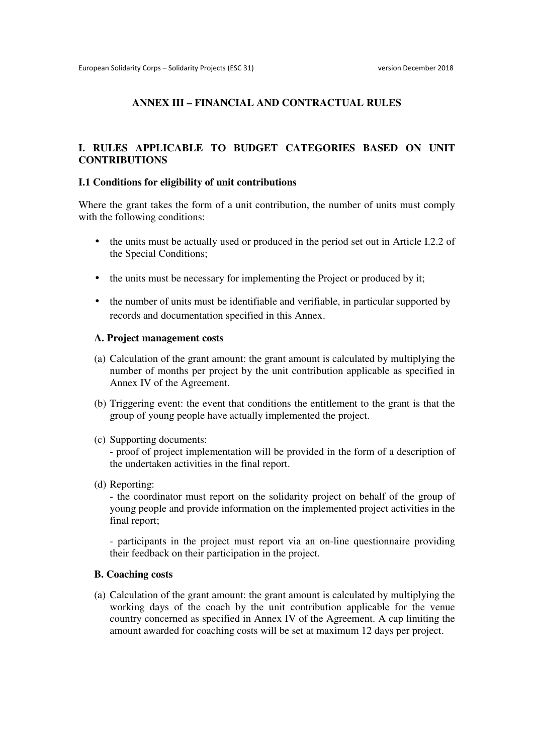## ANNEX III – FINANCIAL AND CONTRACTUAL RULES

### I. RULES APPLICABLE TO BUDGET CATEGORIES BASED ON UNIT CONTRIBUTIONS

#### I.1 Conditions for eligibility of unit contributions

Where the grant takes the form of a unit contribution, the number of units must comply with the following conditions:

- the units must be actually used or produced in the period set out in Article I.2.2 of the Special Conditions;
- the units must be necessary for implementing the Project or produced by it;
- the number of units must be identifiable and verifiable, in particular supported by records and documentation specified in this Annex.

**A. Project management costs**

(a) Calculation of the grant amount: the grant amount is calculated by multiplying the number of months per project by the unit contribution applicable as specified in Annex IV of the Agreement.

(b) Triggering event: the event that conditions the entitlement to the grant is that the group of young people have actually implemented the project.

(c) Supporting documents:
- proof of project implementation will be provided in the form of a description of the undertaken activities in the final report.

(d) Reporting:
- the coordinator must report on the solidarity project on behalf of the group of young people and provide information on the implemented project activities in the final report;

- participants in the project must report via an on-line questionnaire providing their feedback on their participation in the project.

**B. Coaching costs**

(a) Calculation of the grant amount: the grant amount is calculated by multiplying the working days of the coach by the unit contribution applicable for the venue country concerned as specified in Annex IV of the Agreement. A cap limiting the amount awarded for coaching costs will be set at maximum 12 days per project.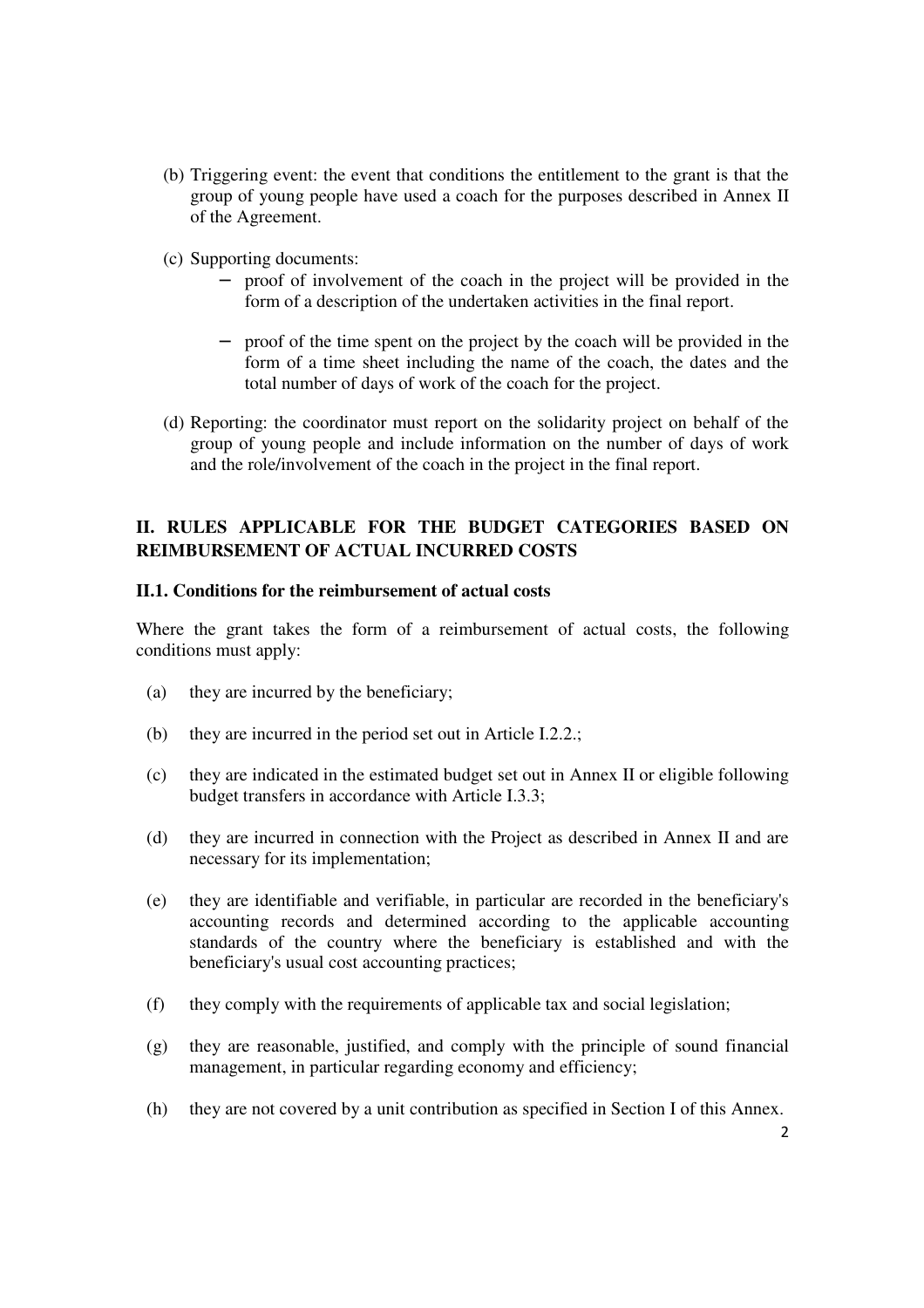(b) Triggering event: the event that conditions the entitlement to the grant is that the group of young people have used a coach for the purposes described in Annex II of the Agreement.

(c) Supporting documents:

- proof of involvement of the coach in the project will be provided in the form of a description of the undertaken activities in the final report.
- proof of the time spent on the project by the coach will be provided in the form of a time sheet including the name of the coach, the dates and the total number of days of work of the coach for the project.

(d) Reporting: the coordinator must report on the solidarity project on behalf of the group of young people and include information on the number of days of work and the role/involvement of the coach in the project in the final report.

## II. RULES APPLICABLE FOR THE BUDGET CATEGORIES BASED ON REIMBURSEMENT OF ACTUAL INCURRED COSTS

### II.1. Conditions for the reimbursement of actual costs

Where the grant takes the form of a reimbursement of actual costs, the following conditions must apply:

(a) they are incurred by the beneficiary;

(b) they are incurred in the period set out in Article I.2.2.;

(c) they are indicated in the estimated budget set out in Annex II or eligible following budget transfers in accordance with Article I.3.3;

(d) they are incurred in connection with the Project as described in Annex II and are necessary for its implementation;

(e) they are identifiable and verifiable, in particular are recorded in the beneficiary's accounting records and determined according to the applicable accounting standards of the country where the beneficiary is established and with the beneficiary's usual cost accounting practices;

(f) they comply with the requirements of applicable tax and social legislation;

(g) they are reasonable, justified, and comply with the principle of sound financial management, in particular regarding economy and efficiency;

(h) they are not covered by a unit contribution as specified in Section I of this Annex.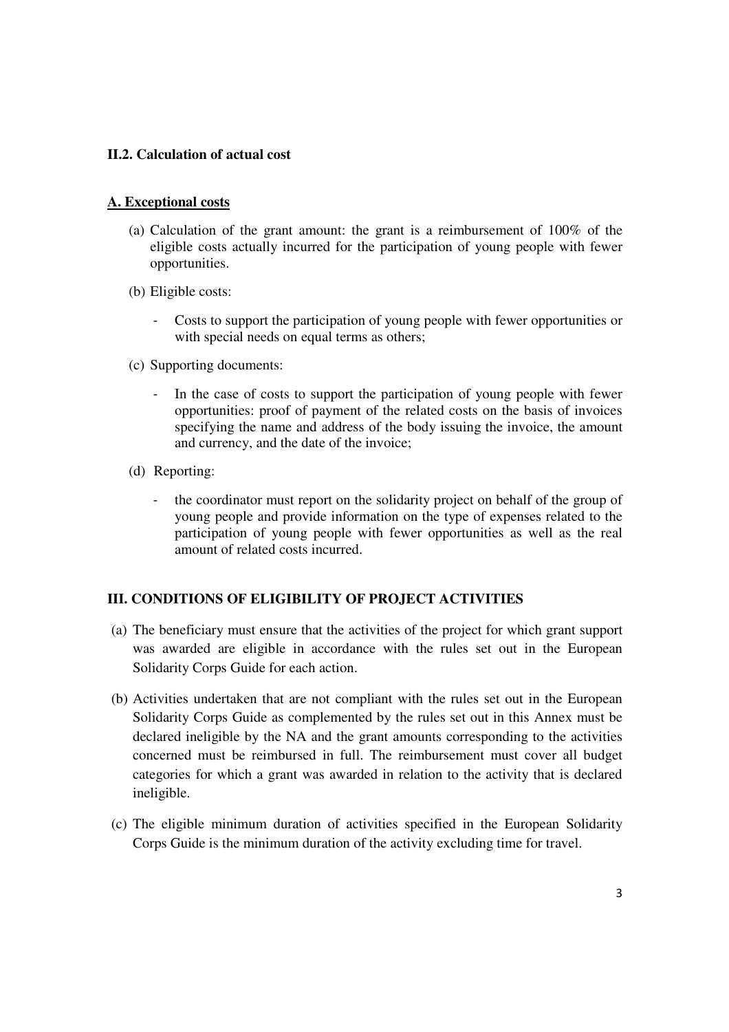### II.2. Calculation of actual cost

**A. Exceptional costs**

(a) Calculation of the grant amount: the grant is a reimbursement of 100% of the eligible costs actually incurred for the participation of young people with fewer opportunities.

(b) Eligible costs:

- Costs to support the participation of young people with fewer opportunities or with special needs on equal terms as others;

(c) Supporting documents:

- In the case of costs to support the participation of young people with fewer opportunities: proof of payment of the related costs on the basis of invoices specifying the name and address of the body issuing the invoice, the amount and currency, and the date of the invoice;

(d) Reporting:

- the coordinator must report on the solidarity project on behalf of the group of young people and provide information on the type of expenses related to the participation of young people with fewer opportunities as well as the real amount of related costs incurred.

## III. CONDITIONS OF ELIGIBILITY OF PROJECT ACTIVITIES

(a) The beneficiary must ensure that the activities of the project for which grant support was awarded are eligible in accordance with the rules set out in the European Solidarity Corps Guide for each action.

(b) Activities undertaken that are not compliant with the rules set out in the European Solidarity Corps Guide as complemented by the rules set out in this Annex must be declared ineligible by the NA and the grant amounts corresponding to the activities concerned must be reimbursed in full. The reimbursement must cover all budget categories for which a grant was awarded in relation to the activity that is declared ineligible.

(c) The eligible minimum duration of activities specified in the European Solidarity Corps Guide is the minimum duration of the activity excluding time for travel.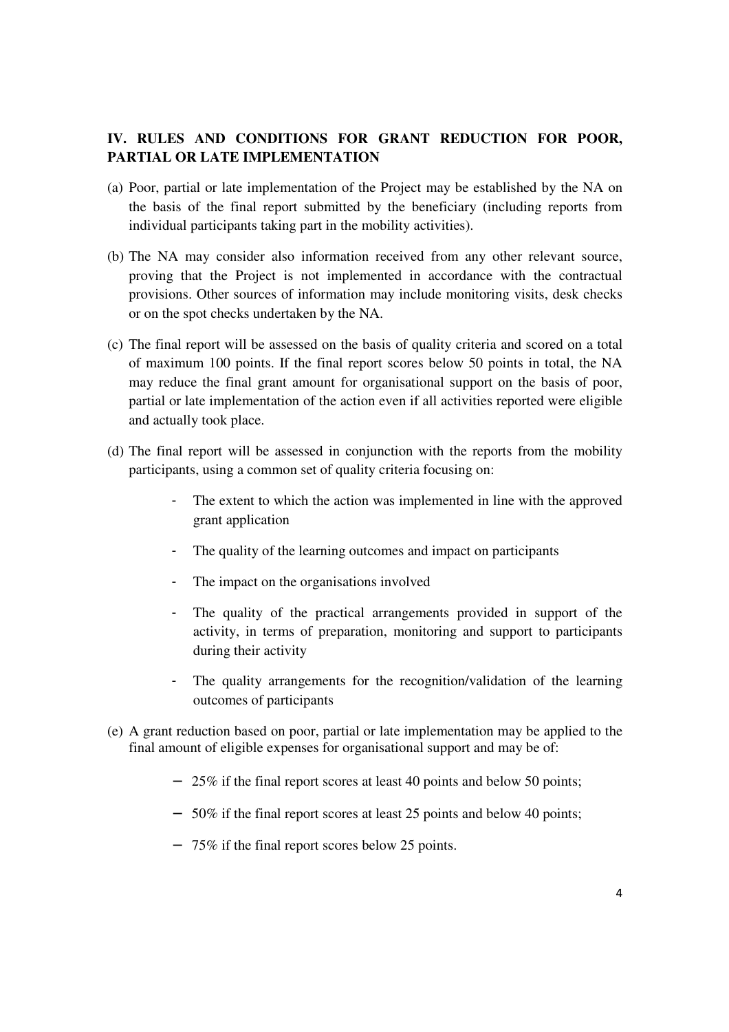## IV. RULES AND CONDITIONS FOR GRANT REDUCTION FOR POOR, PARTIAL OR LATE IMPLEMENTATION

(a) Poor, partial or late implementation of the Project may be established by the NA on the basis of the final report submitted by the beneficiary (including reports from individual participants taking part in the mobility activities).

(b) The NA may consider also information received from any other relevant source, proving that the Project is not implemented in accordance with the contractual provisions. Other sources of information may include monitoring visits, desk checks or on the spot checks undertaken by the NA.

(c) The final report will be assessed on the basis of quality criteria and scored on a total of maximum 100 points. If the final report scores below 50 points in total, the NA may reduce the final grant amount for organisational support on the basis of poor, partial or late implementation of the action even if all activities reported were eligible and actually took place.

(d) The final report will be assessed in conjunction with the reports from the mobility participants, using a common set of quality criteria focusing on:

- The extent to which the action was implemented in line with the approved grant application
- The quality of the learning outcomes and impact on participants
- The impact on the organisations involved
- The quality of the practical arrangements provided in support of the activity, in terms of preparation, monitoring and support to participants during their activity
- The quality arrangements for the recognition/validation of the learning outcomes of participants

(e) A grant reduction based on poor, partial or late implementation may be applied to the final amount of eligible expenses for organisational support and may be of:

- 25% if the final report scores at least 40 points and below 50 points;
- 50% if the final report scores at least 25 points and below 40 points;
- 75% if the final report scores below 25 points.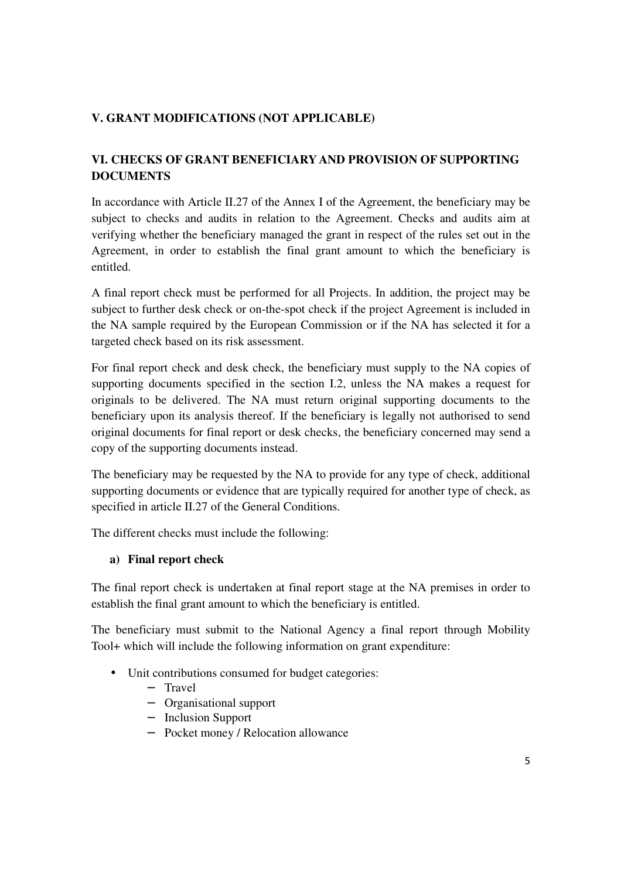## V. GRANT MODIFICATIONS (NOT APPLICABLE)

## VI. CHECKS OF GRANT BENEFICIARY AND PROVISION OF SUPPORTING DOCUMENTS

In accordance with Article II.27 of the Annex I of the Agreement, the beneficiary may be subject to checks and audits in relation to the Agreement. Checks and audits aim at verifying whether the beneficiary managed the grant in respect of the rules set out in the Agreement, in order to establish the final grant amount to which the beneficiary is entitled.

A final report check must be performed for all Projects. In addition, the project may be subject to further desk check or on-the-spot check if the project Agreement is included in the NA sample required by the European Commission or if the NA has selected it for a targeted check based on its risk assessment.

For final report check and desk check, the beneficiary must supply to the NA copies of supporting documents specified in the section I.2, unless the NA makes a request for originals to be delivered. The NA must return original supporting documents to the beneficiary upon its analysis thereof. If the beneficiary is legally not authorised to send original documents for final report or desk checks, the beneficiary concerned may send a copy of the supporting documents instead.

The beneficiary may be requested by the NA to provide for any type of check, additional supporting documents or evidence that are typically required for another type of check, as specified in article II.27 of the General Conditions.

The different checks must include the following:

### a) Final report check

The final report check is undertaken at final report stage at the NA premises in order to establish the final grant amount to which the beneficiary is entitled.

The beneficiary must submit to the National Agency a final report through Mobility Tool+ which will include the following information on grant expenditure:

- Unit contributions consumed for budget categories:
  - Travel
  - Organisational support
  - Inclusion Support
  - Pocket money / Relocation allowance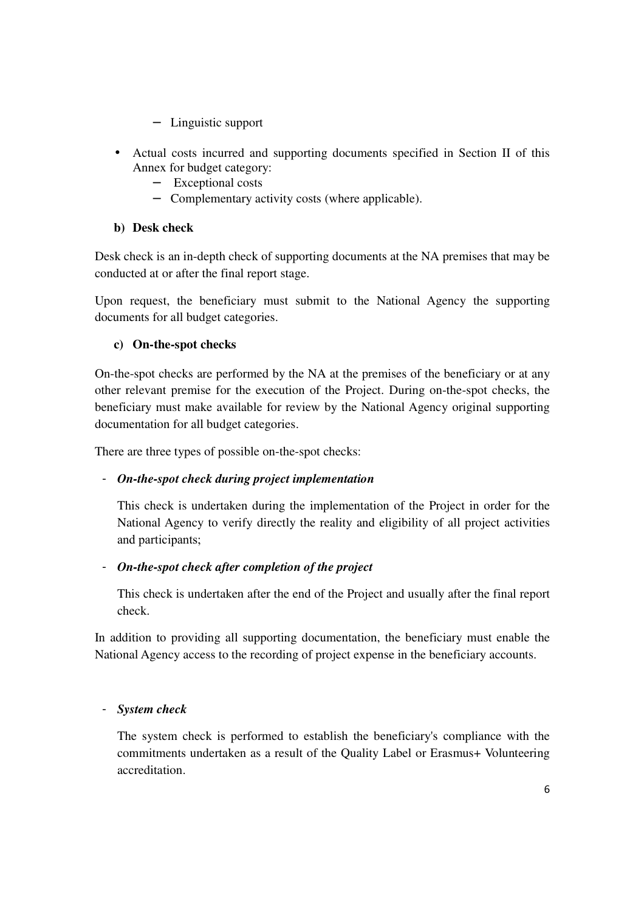- Linguistic support

- Actual costs incurred and supporting documents specified in Section II of this Annex for budget category:
   - Exceptional costs
   - Complementary activity costs (where applicable).

**b) Desk check**

Desk check is an in-depth check of supporting documents at the NA premises that may be conducted at or after the final report stage.

Upon request, the beneficiary must submit to the National Agency the supporting documents for all budget categories.

**c) On-the-spot checks**

On-the-spot checks are performed by the NA at the premises of the beneficiary or at any other relevant premise for the execution of the Project. During on-the-spot checks, the beneficiary must make available for review by the National Agency original supporting documentation for all budget categories.

There are three types of possible on-the-spot checks:

- ***On-the-spot check during project implementation***

  This check is undertaken during the implementation of the Project in order for the National Agency to verify directly the reality and eligibility of all project activities and participants;

- ***On-the-spot check after completion of the project***

  This check is undertaken after the end of the Project and usually after the final report check.

In addition to providing all supporting documentation, the beneficiary must enable the National Agency access to the recording of project expense in the beneficiary accounts.

- ***System check***

  The system check is performed to establish the beneficiary's compliance with the commitments undertaken as a result of the Quality Label or Erasmus+ Volunteering accreditation.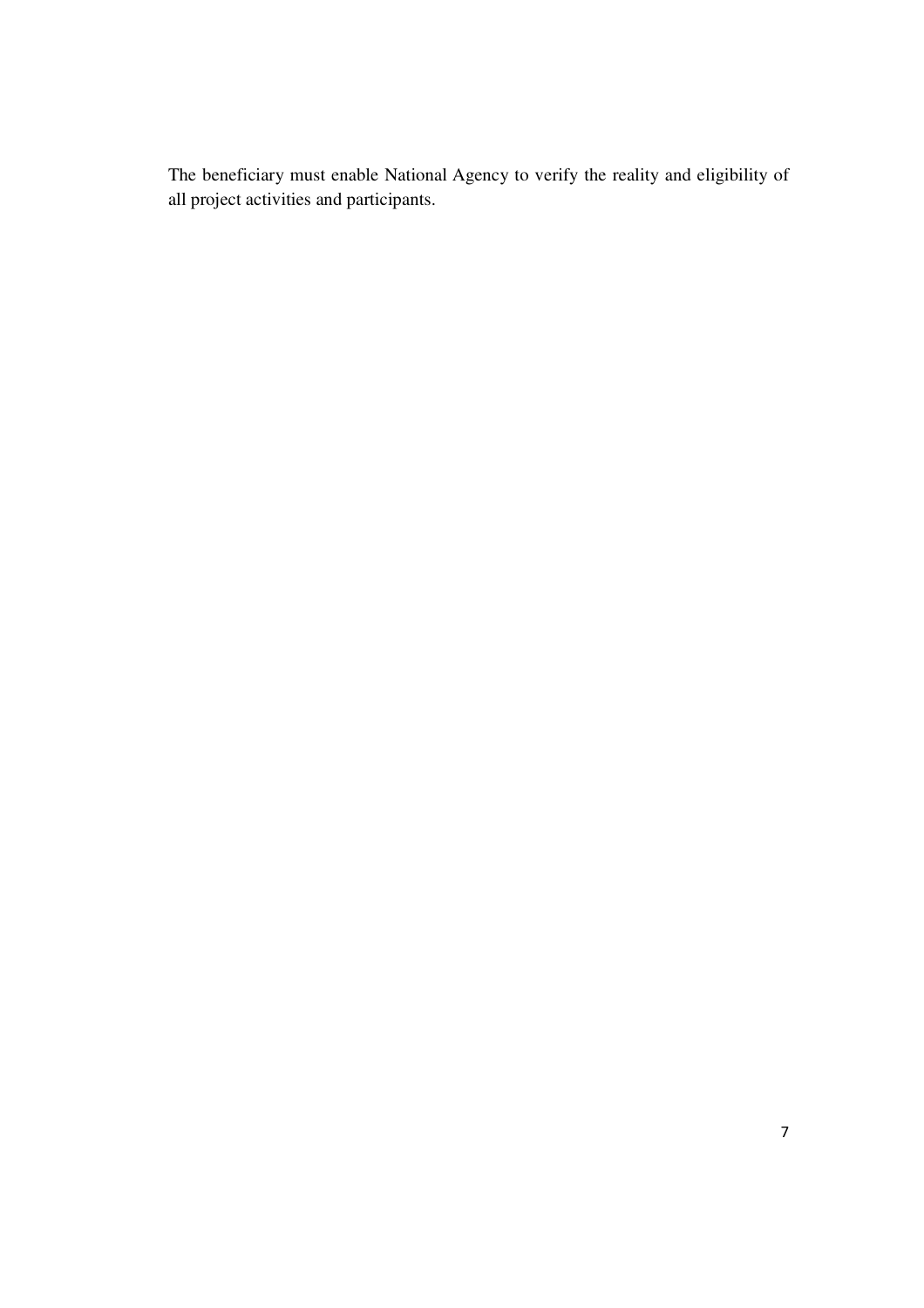The beneficiary must enable National Agency to verify the reality and eligibility of all project activities and participants.